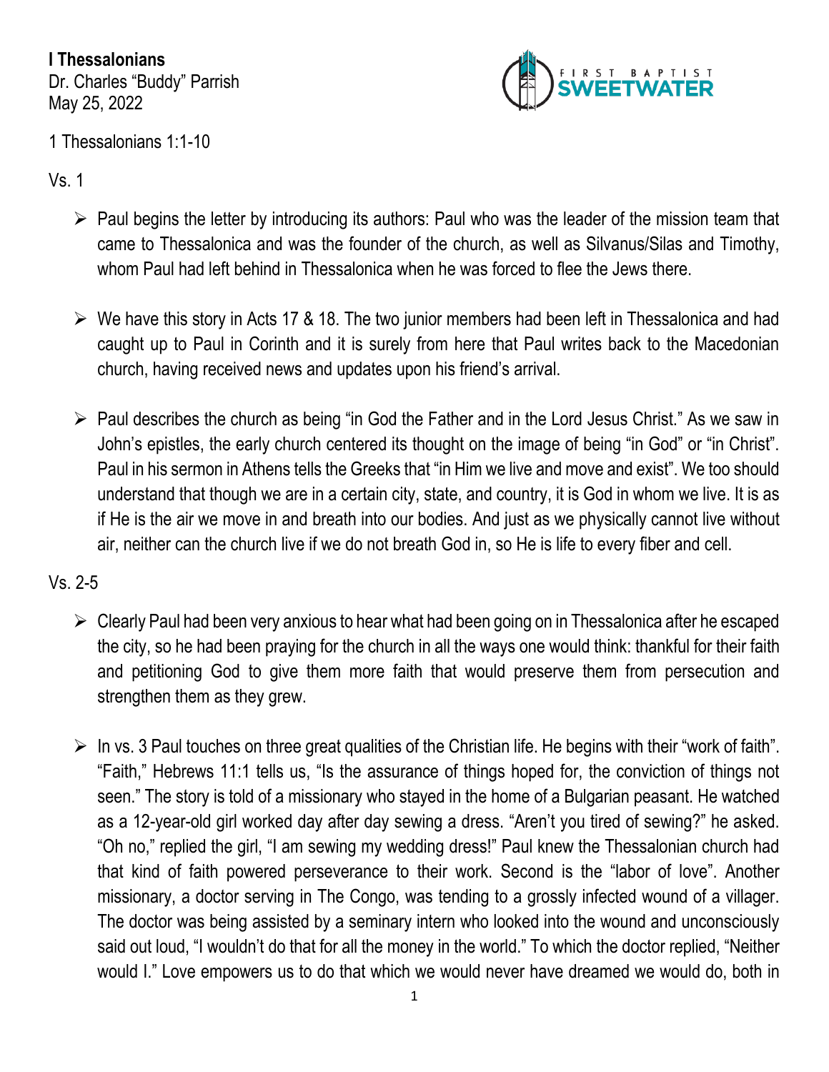**I Thessalonians**
Dr. Charles "Buddy" Parrish
May 25, 2022

1 Thessalonians 1:1-10

Vs. 1

- Paul begins the letter by introducing its authors: Paul who was the leader of the mission team that came to Thessalonica and was the founder of the church, as well as Silvanus/Silas and Timothy, whom Paul had left behind in Thessalonica when he was forced to flee the Jews there.

- We have this story in Acts 17 & 18. The two junior members had been left in Thessalonica and had caught up to Paul in Corinth and it is surely from here that Paul writes back to the Macedonian church, having received news and updates upon his friend's arrival.

- Paul describes the church as being "in God the Father and in the Lord Jesus Christ." As we saw in John's epistles, the early church centered its thought on the image of being "in God" or "in Christ". Paul in his sermon in Athens tells the Greeks that "in Him we live and move and exist". We too should understand that though we are in a certain city, state, and country, it is God in whom we live. It is as if He is the air we move in and breath into our bodies. And just as we physically cannot live without air, neither can the church live if we do not breath God in, so He is life to every fiber and cell.

Vs. 2-5

- Clearly Paul had been very anxious to hear what had been going on in Thessalonica after he escaped the city, so he had been praying for the church in all the ways one would think: thankful for their faith and petitioning God to give them more faith that would preserve them from persecution and strengthen them as they grew.

- In vs. 3 Paul touches on three great qualities of the Christian life. He begins with their "work of faith". "Faith," Hebrews 11:1 tells us, "Is the assurance of things hoped for, the conviction of things not seen." The story is told of a missionary who stayed in the home of a Bulgarian peasant. He watched as a 12-year-old girl worked day after day sewing a dress. "Aren't you tired of sewing?" he asked. "Oh no," replied the girl, "I am sewing my wedding dress!" Paul knew the Thessalonian church had that kind of faith powered perseverance to their work. Second is the "labor of love". Another missionary, a doctor serving in The Congo, was tending to a grossly infected wound of a villager. The doctor was being assisted by a seminary intern who looked into the wound and unconsciously said out loud, "I wouldn't do that for all the money in the world." To which the doctor replied, "Neither would I." Love empowers us to do that which we would never have dreamed we would do, both in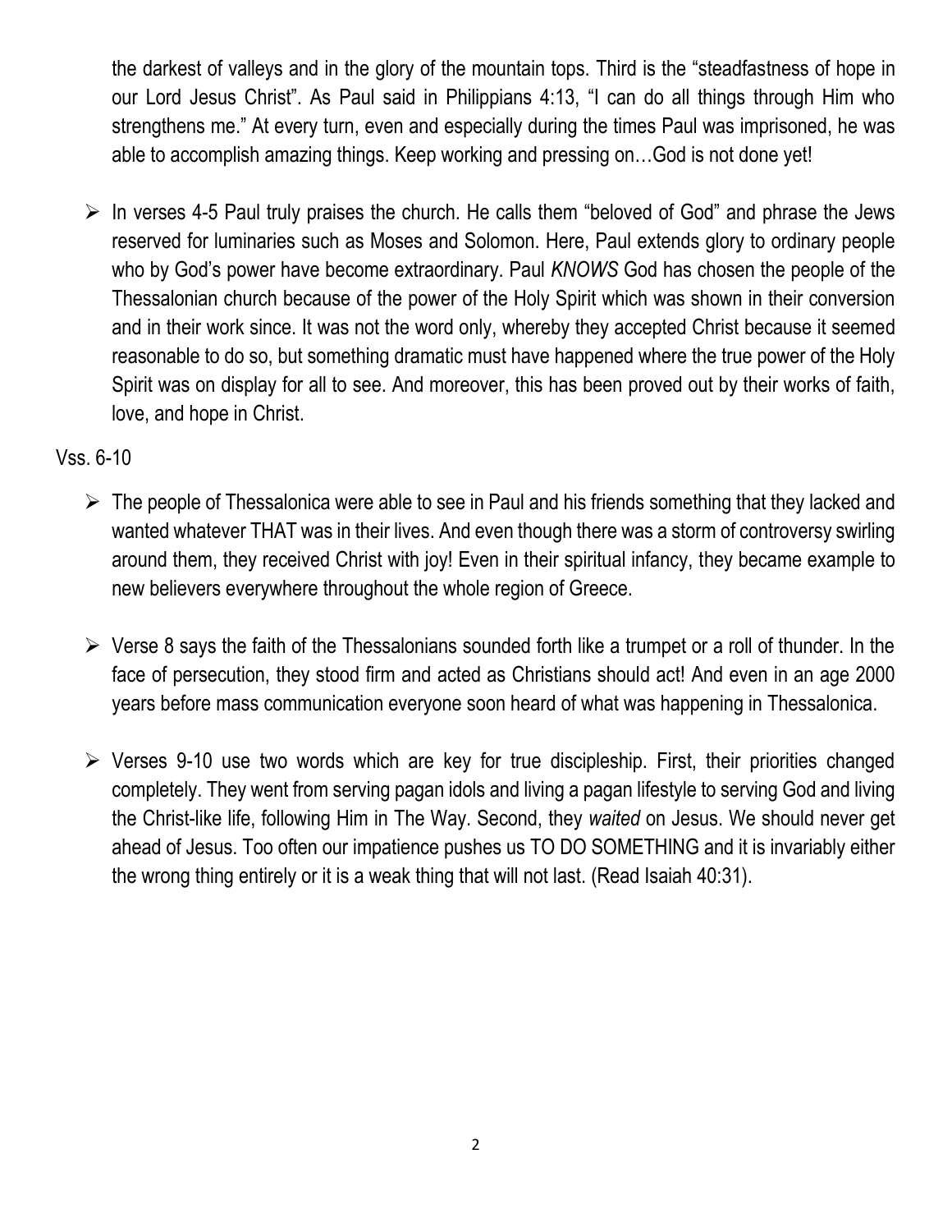the darkest of valleys and in the glory of the mountain tops. Third is the "steadfastness of hope in our Lord Jesus Christ". As Paul said in Philippians 4:13, "I can do all things through Him who strengthens me." At every turn, even and especially during the times Paul was imprisoned, he was able to accomplish amazing things. Keep working and pressing on…God is not done yet!

- In verses 4-5 Paul truly praises the church. He calls them "beloved of God" and phrase the Jews reserved for luminaries such as Moses and Solomon. Here, Paul extends glory to ordinary people who by God's power have become extraordinary. Paul *KNOWS* God has chosen the people of the Thessalonian church because of the power of the Holy Spirit which was shown in their conversion and in their work since. It was not the word only, whereby they accepted Christ because it seemed reasonable to do so, but something dramatic must have happened where the true power of the Holy Spirit was on display for all to see. And moreover, this has been proved out by their works of faith, love, and hope in Christ.

Vss. 6-10

- The people of Thessalonica were able to see in Paul and his friends something that they lacked and wanted whatever THAT was in their lives. And even though there was a storm of controversy swirling around them, they received Christ with joy! Even in their spiritual infancy, they became example to new believers everywhere throughout the whole region of Greece.

- Verse 8 says the faith of the Thessalonians sounded forth like a trumpet or a roll of thunder. In the face of persecution, they stood firm and acted as Christians should act! And even in an age 2000 years before mass communication everyone soon heard of what was happening in Thessalonica.

- Verses 9-10 use two words which are key for true discipleship. First, their priorities changed completely. They went from serving pagan idols and living a pagan lifestyle to serving God and living the Christ-like life, following Him in The Way. Second, they *waited* on Jesus. We should never get ahead of Jesus. Too often our impatience pushes us TO DO SOMETHING and it is invariably either the wrong thing entirely or it is a weak thing that will not last. (Read Isaiah 40:31).